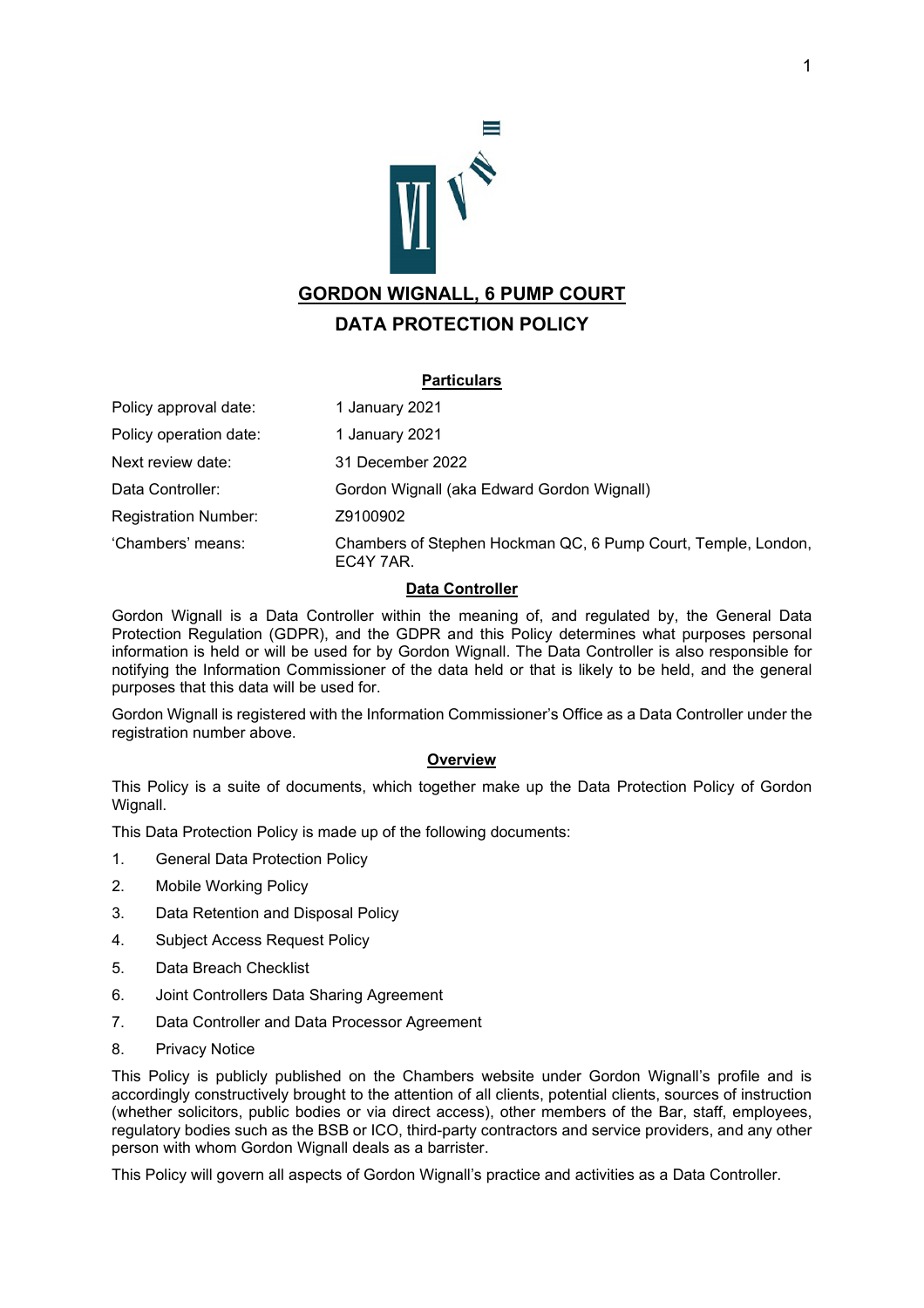# GORDON WIGNALL, 6 PUMP COURT

## DATA PROTECTION POLICY

### Particulars

| | |
|---|---|
| Policy approval date: | 1 January 2021 |
| Policy operation date: | 1 January 2021 |
| Next review date: | 31 December 2022 |
| Data Controller: | Gordon Wignall (aka Edward Gordon Wignall) |
| Registration Number: | Z9100902 |
| 'Chambers' means: | Chambers of Stephen Hockman QC, 6 Pump Court, Temple, London, EC4Y 7AR. |

### Data Controller

Gordon Wignall is a Data Controller within the meaning of, and regulated by, the General Data Protection Regulation (GDPR), and the GDPR and this Policy determines what purposes personal information is held or will be used for by Gordon Wignall. The Data Controller is also responsible for notifying the Information Commissioner of the data held or that is likely to be held, and the general purposes that this data will be used for.

Gordon Wignall is registered with the Information Commissioner's Office as a Data Controller under the registration number above.

### Overview

This Policy is a suite of documents, which together make up the Data Protection Policy of Gordon Wignall.

This Data Protection Policy is made up of the following documents:

1. General Data Protection Policy
2. Mobile Working Policy
3. Data Retention and Disposal Policy
4. Subject Access Request Policy
5. Data Breach Checklist
6. Joint Controllers Data Sharing Agreement
7. Data Controller and Data Processor Agreement
8. Privacy Notice

This Policy is publicly published on the Chambers website under Gordon Wignall's profile and is accordingly constructively brought to the attention of all clients, potential clients, sources of instruction (whether solicitors, public bodies or via direct access), other members of the Bar, staff, employees, regulatory bodies such as the BSB or ICO, third-party contractors and service providers, and any other person with whom Gordon Wignall deals as a barrister.

This Policy will govern all aspects of Gordon Wignall's practice and activities as a Data Controller.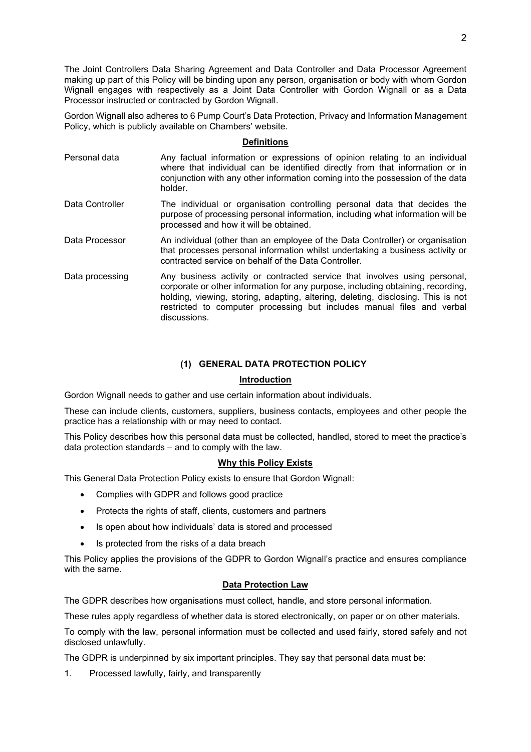The Joint Controllers Data Sharing Agreement and Data Controller and Data Processor Agreement making up part of this Policy will be binding upon any person, organisation or body with whom Gordon Wignall engages with respectively as a Joint Data Controller with Gordon Wignall or as a Data Processor instructed or contracted by Gordon Wignall.

Gordon Wignall also adheres to 6 Pump Court's Data Protection, Privacy and Information Management Policy, which is publicly available on Chambers' website.

**Definitions**

| | |
|---|---|
| Personal data | Any factual information or expressions of opinion relating to an individual where that individual can be identified directly from that information or in conjunction with any other information coming into the possession of the data holder. |
| Data Controller | The individual or organisation controlling personal data that decides the purpose of processing personal information, including what information will be processed and how it will be obtained. |
| Data Processor | An individual (other than an employee of the Data Controller) or organisation that processes personal information whilst undertaking a business activity or contracted service on behalf of the Data Controller. |
| Data processing | Any business activity or contracted service that involves using personal, corporate or other information for any purpose, including obtaining, recording, holding, viewing, storing, adapting, altering, deleting, disclosing. This is not restricted to computer processing but includes manual files and verbal discussions. |

## (1) GENERAL DATA PROTECTION POLICY

**Introduction**

Gordon Wignall needs to gather and use certain information about individuals.

These can include clients, customers, suppliers, business contacts, employees and other people the practice has a relationship with or may need to contact.

This Policy describes how this personal data must be collected, handled, stored to meet the practice's data protection standards – and to comply with the law.

**Why this Policy Exists**

This General Data Protection Policy exists to ensure that Gordon Wignall:

- Complies with GDPR and follows good practice
- Protects the rights of staff, clients, customers and partners
- Is open about how individuals' data is stored and processed
- Is protected from the risks of a data breach

This Policy applies the provisions of the GDPR to Gordon Wignall's practice and ensures compliance with the same.

**Data Protection Law**

The GDPR describes how organisations must collect, handle, and store personal information.

These rules apply regardless of whether data is stored electronically, on paper or on other materials.

To comply with the law, personal information must be collected and used fairly, stored safely and not disclosed unlawfully.

The GDPR is underpinned by six important principles. They say that personal data must be:

1. Processed lawfully, fairly, and transparently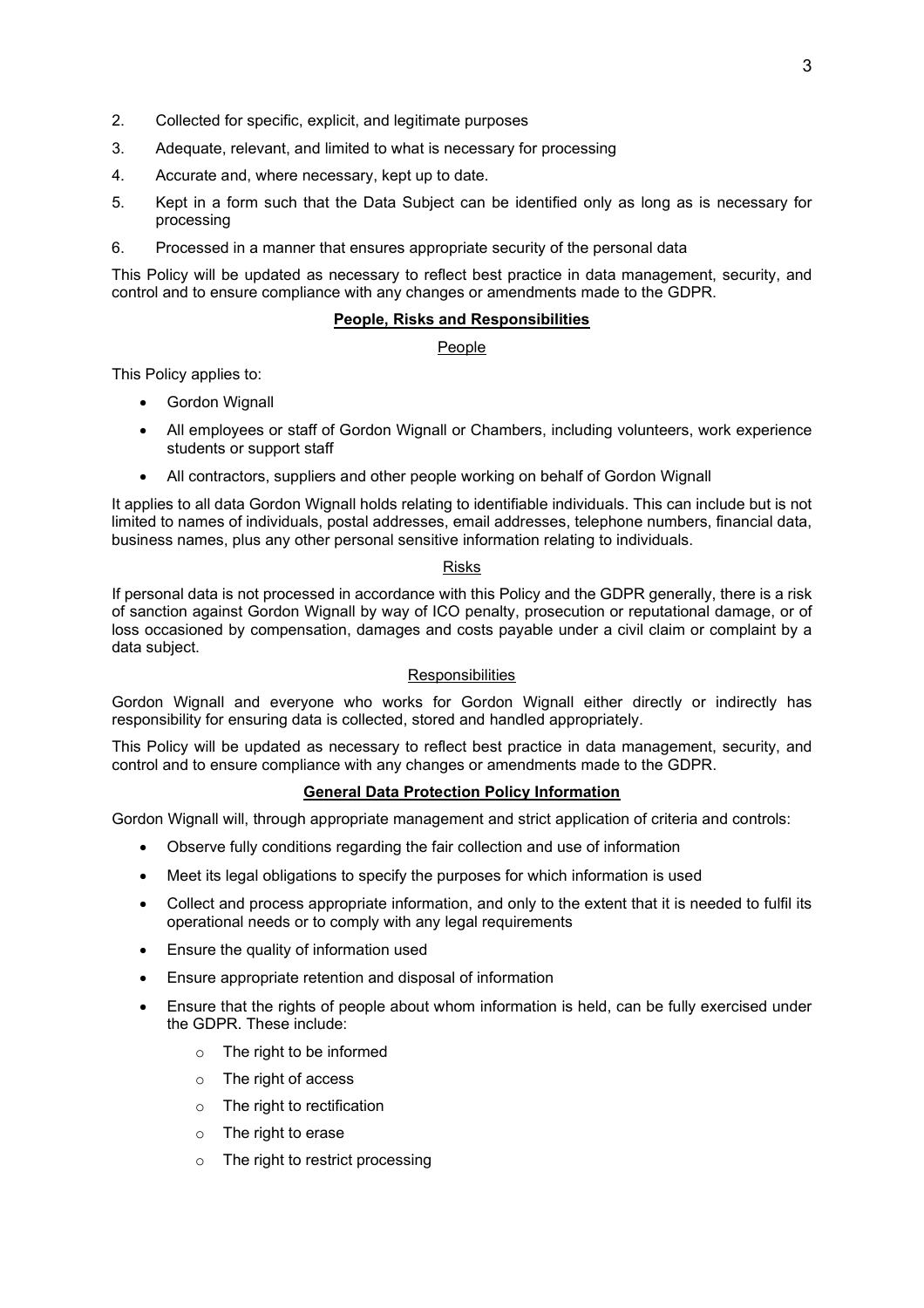2. Collected for specific, explicit, and legitimate purposes
3. Adequate, relevant, and limited to what is necessary for processing
4. Accurate and, where necessary, kept up to date.
5. Kept in a form such that the Data Subject can be identified only as long as is necessary for processing
6. Processed in a manner that ensures appropriate security of the personal data

This Policy will be updated as necessary to reflect best practice in data management, security, and control and to ensure compliance with any changes or amendments made to the GDPR.

## People, Risks and Responsibilities

### People

This Policy applies to:

- Gordon Wignall
- All employees or staff of Gordon Wignall or Chambers, including volunteers, work experience students or support staff
- All contractors, suppliers and other people working on behalf of Gordon Wignall

It applies to all data Gordon Wignall holds relating to identifiable individuals. This can include but is not limited to names of individuals, postal addresses, email addresses, telephone numbers, financial data, business names, plus any other personal sensitive information relating to individuals.

### Risks

If personal data is not processed in accordance with this Policy and the GDPR generally, there is a risk of sanction against Gordon Wignall by way of ICO penalty, prosecution or reputational damage, or of loss occasioned by compensation, damages and costs payable under a civil claim or complaint by a data subject.

### Responsibilities

Gordon Wignall and everyone who works for Gordon Wignall either directly or indirectly has responsibility for ensuring data is collected, stored and handled appropriately.

This Policy will be updated as necessary to reflect best practice in data management, security, and control and to ensure compliance with any changes or amendments made to the GDPR.

## General Data Protection Policy Information

Gordon Wignall will, through appropriate management and strict application of criteria and controls:

- Observe fully conditions regarding the fair collection and use of information
- Meet its legal obligations to specify the purposes for which information is used
- Collect and process appropriate information, and only to the extent that it is needed to fulfil its operational needs or to comply with any legal requirements
- Ensure the quality of information used
- Ensure appropriate retention and disposal of information
- Ensure that the rights of people about whom information is held, can be fully exercised under the GDPR. These include:
  - The right to be informed
  - The right of access
  - The right to rectification
  - The right to erase
  - The right to restrict processing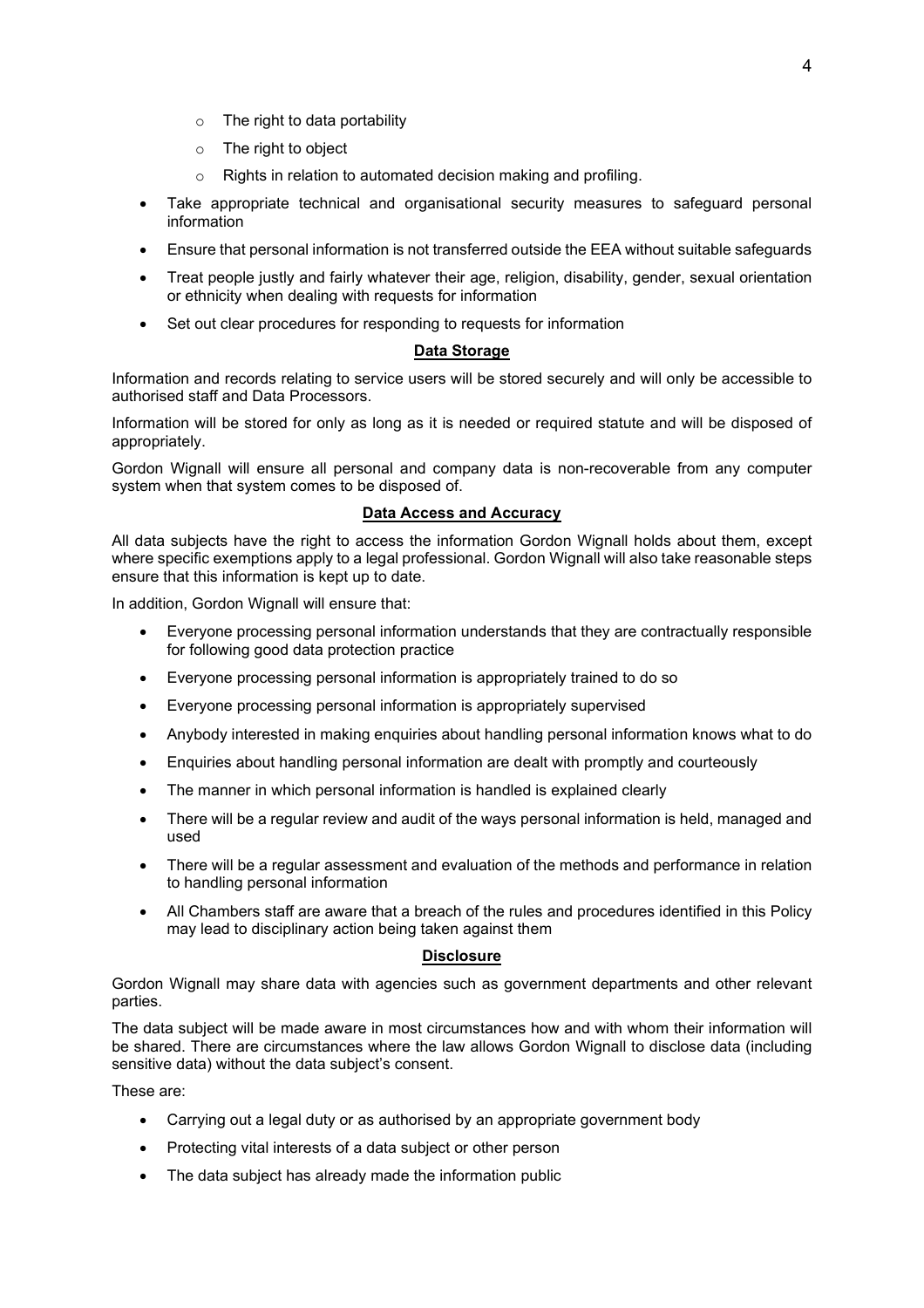- The right to data portability
  - The right to object
  - Rights in relation to automated decision making and profiling.
- Take appropriate technical and organisational security measures to safeguard personal information
- Ensure that personal information is not transferred outside the EEA without suitable safeguards
- Treat people justly and fairly whatever their age, religion, disability, gender, sexual orientation or ethnicity when dealing with requests for information
- Set out clear procedures for responding to requests for information

## Data Storage

Information and records relating to service users will be stored securely and will only be accessible to authorised staff and Data Processors.

Information will be stored for only as long as it is needed or required statute and will be disposed of appropriately.

Gordon Wignall will ensure all personal and company data is non-recoverable from any computer system when that system comes to be disposed of.

## Data Access and Accuracy

All data subjects have the right to access the information Gordon Wignall holds about them, except where specific exemptions apply to a legal professional. Gordon Wignall will also take reasonable steps ensure that this information is kept up to date.

In addition, Gordon Wignall will ensure that:

- Everyone processing personal information understands that they are contractually responsible for following good data protection practice
- Everyone processing personal information is appropriately trained to do so
- Everyone processing personal information is appropriately supervised
- Anybody interested in making enquiries about handling personal information knows what to do
- Enquiries about handling personal information are dealt with promptly and courteously
- The manner in which personal information is handled is explained clearly
- There will be a regular review and audit of the ways personal information is held, managed and used
- There will be a regular assessment and evaluation of the methods and performance in relation to handling personal information
- All Chambers staff are aware that a breach of the rules and procedures identified in this Policy may lead to disciplinary action being taken against them

## Disclosure

Gordon Wignall may share data with agencies such as government departments and other relevant parties.

The data subject will be made aware in most circumstances how and with whom their information will be shared. There are circumstances where the law allows Gordon Wignall to disclose data (including sensitive data) without the data subject's consent.

These are:

- Carrying out a legal duty or as authorised by an appropriate government body
- Protecting vital interests of a data subject or other person
- The data subject has already made the information public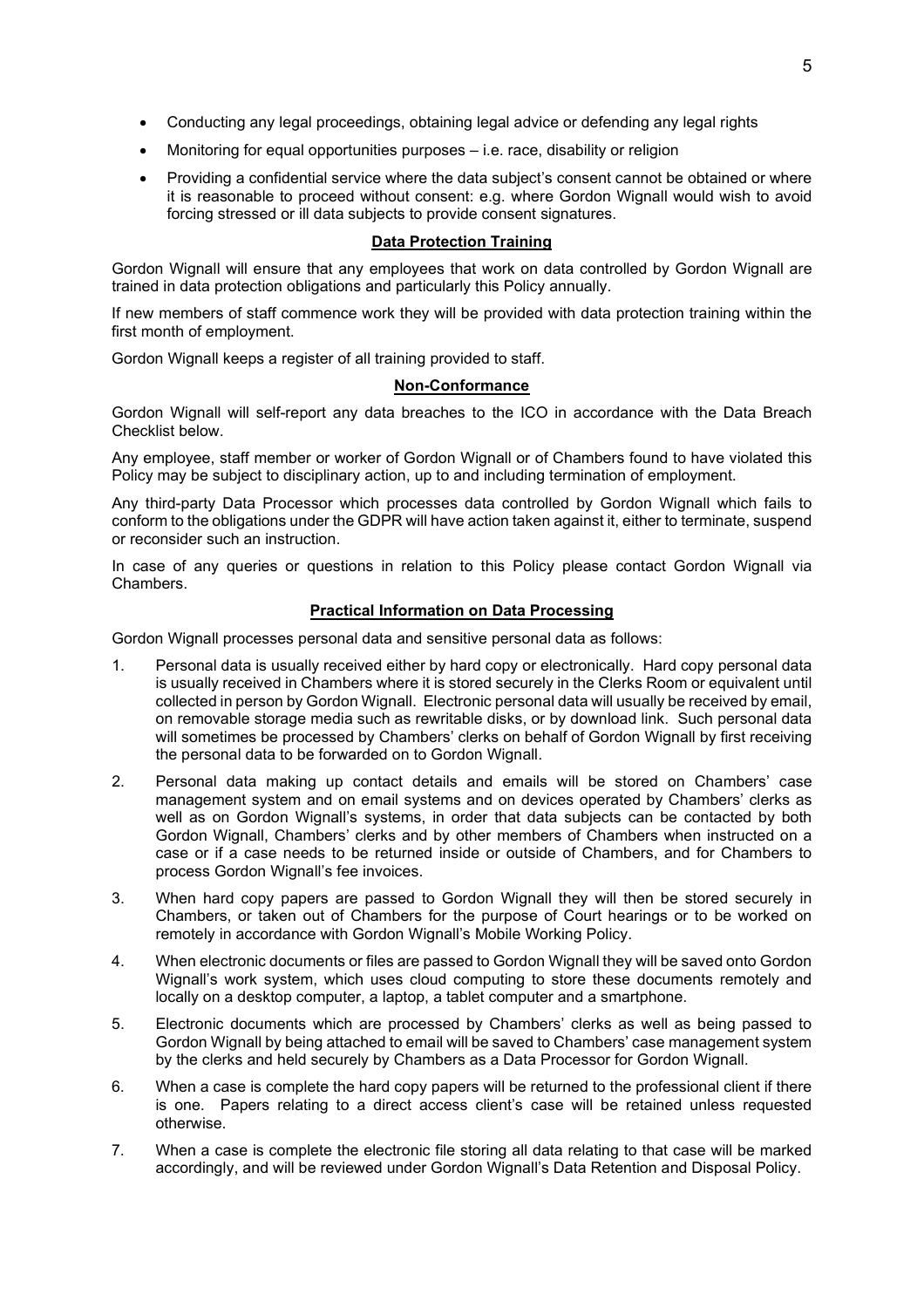- Conducting any legal proceedings, obtaining legal advice or defending any legal rights
- Monitoring for equal opportunities purposes – i.e. race, disability or religion
- Providing a confidential service where the data subject's consent cannot be obtained or where it is reasonable to proceed without consent: e.g. where Gordon Wignall would wish to avoid forcing stressed or ill data subjects to provide consent signatures.

## Data Protection Training

Gordon Wignall will ensure that any employees that work on data controlled by Gordon Wignall are trained in data protection obligations and particularly this Policy annually.

If new members of staff commence work they will be provided with data protection training within the first month of employment.

Gordon Wignall keeps a register of all training provided to staff.

## Non-Conformance

Gordon Wignall will self-report any data breaches to the ICO in accordance with the Data Breach Checklist below.

Any employee, staff member or worker of Gordon Wignall or of Chambers found to have violated this Policy may be subject to disciplinary action, up to and including termination of employment.

Any third-party Data Processor which processes data controlled by Gordon Wignall which fails to conform to the obligations under the GDPR will have action taken against it, either to terminate, suspend or reconsider such an instruction.

In case of any queries or questions in relation to this Policy please contact Gordon Wignall via Chambers.

## Practical Information on Data Processing

Gordon Wignall processes personal data and sensitive personal data as follows:

1. Personal data is usually received either by hard copy or electronically. Hard copy personal data is usually received in Chambers where it is stored securely in the Clerks Room or equivalent until collected in person by Gordon Wignall. Electronic personal data will usually be received by email, on removable storage media such as rewritable disks, or by download link. Such personal data will sometimes be processed by Chambers' clerks on behalf of Gordon Wignall by first receiving the personal data to be forwarded on to Gordon Wignall.
2. Personal data making up contact details and emails will be stored on Chambers' case management system and on email systems and on devices operated by Chambers' clerks as well as on Gordon Wignall's systems, in order that data subjects can be contacted by both Gordon Wignall, Chambers' clerks and by other members of Chambers when instructed on a case or if a case needs to be returned inside or outside of Chambers, and for Chambers to process Gordon Wignall's fee invoices.
3. When hard copy papers are passed to Gordon Wignall they will then be stored securely in Chambers, or taken out of Chambers for the purpose of Court hearings or to be worked on remotely in accordance with Gordon Wignall's Mobile Working Policy.
4. When electronic documents or files are passed to Gordon Wignall they will be saved onto Gordon Wignall's work system, which uses cloud computing to store these documents remotely and locally on a desktop computer, a laptop, a tablet computer and a smartphone.
5. Electronic documents which are processed by Chambers' clerks as well as being passed to Gordon Wignall by being attached to email will be saved to Chambers' case management system by the clerks and held securely by Chambers as a Data Processor for Gordon Wignall.
6. When a case is complete the hard copy papers will be returned to the professional client if there is one. Papers relating to a direct access client's case will be retained unless requested otherwise.
7. When a case is complete the electronic file storing all data relating to that case will be marked accordingly, and will be reviewed under Gordon Wignall's Data Retention and Disposal Policy.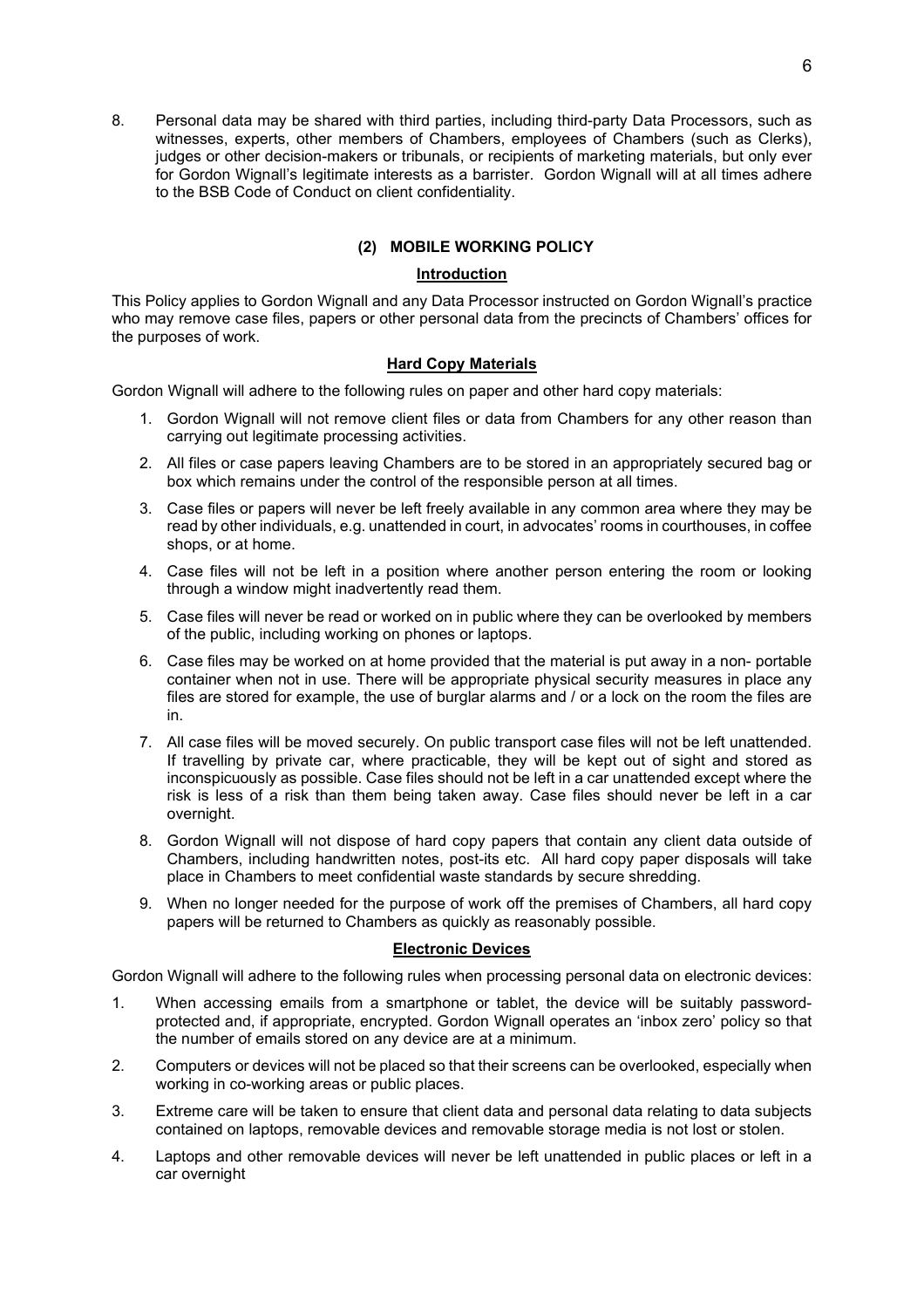8. Personal data may be shared with third parties, including third-party Data Processors, such as witnesses, experts, other members of Chambers, employees of Chambers (such as Clerks), judges or other decision-makers or tribunals, or recipients of marketing materials, but only ever for Gordon Wignall's legitimate interests as a barrister. Gordon Wignall will at all times adhere to the BSB Code of Conduct on client confidentiality.

## (2) MOBILE WORKING POLICY

### Introduction

This Policy applies to Gordon Wignall and any Data Processor instructed on Gordon Wignall's practice who may remove case files, papers or other personal data from the precincts of Chambers' offices for the purposes of work.

### Hard Copy Materials

Gordon Wignall will adhere to the following rules on paper and other hard copy materials:

1. Gordon Wignall will not remove client files or data from Chambers for any other reason than carrying out legitimate processing activities.
2. All files or case papers leaving Chambers are to be stored in an appropriately secured bag or box which remains under the control of the responsible person at all times.
3. Case files or papers will never be left freely available in any common area where they may be read by other individuals, e.g. unattended in court, in advocates' rooms in courthouses, in coffee shops, or at home.
4. Case files will not be left in a position where another person entering the room or looking through a window might inadvertently read them.
5. Case files will never be read or worked on in public where they can be overlooked by members of the public, including working on phones or laptops.
6. Case files may be worked on at home provided that the material is put away in a non- portable container when not in use. There will be appropriate physical security measures in place any files are stored for example, the use of burglar alarms and / or a lock on the room the files are in.
7. All case files will be moved securely. On public transport case files will not be left unattended. If travelling by private car, where practicable, they will be kept out of sight and stored as inconspicuously as possible. Case files should not be left in a car unattended except where the risk is less of a risk than them being taken away. Case files should never be left in a car overnight.
8. Gordon Wignall will not dispose of hard copy papers that contain any client data outside of Chambers, including handwritten notes, post-its etc. All hard copy paper disposals will take place in Chambers to meet confidential waste standards by secure shredding.
9. When no longer needed for the purpose of work off the premises of Chambers, all hard copy papers will be returned to Chambers as quickly as reasonably possible.

### Electronic Devices

Gordon Wignall will adhere to the following rules when processing personal data on electronic devices:

1. When accessing emails from a smartphone or tablet, the device will be suitably password-protected and, if appropriate, encrypted. Gordon Wignall operates an 'inbox zero' policy so that the number of emails stored on any device are at a minimum.
2. Computers or devices will not be placed so that their screens can be overlooked, especially when working in co-working areas or public places.
3. Extreme care will be taken to ensure that client data and personal data relating to data subjects contained on laptops, removable devices and removable storage media is not lost or stolen.
4. Laptops and other removable devices will never be left unattended in public places or left in a car overnight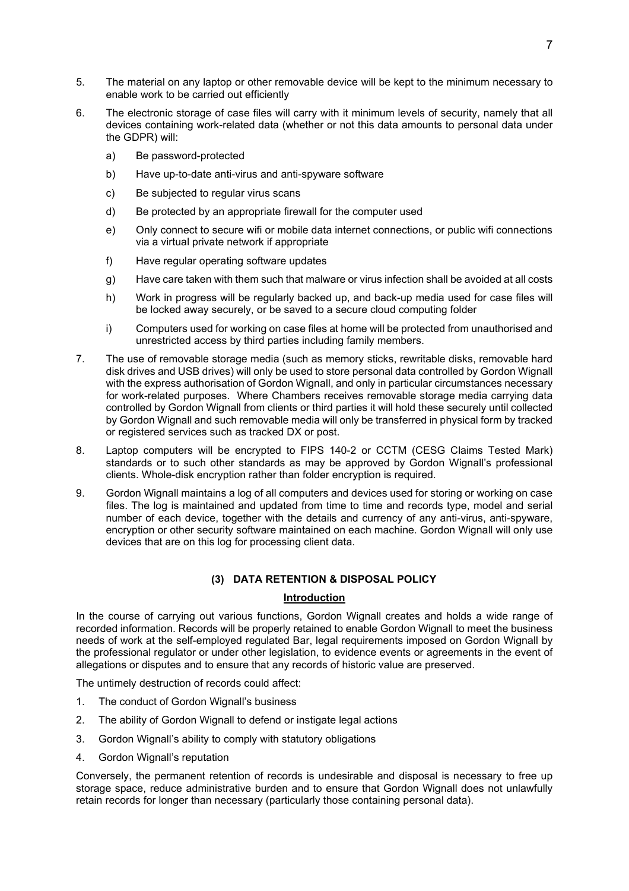5. The material on any laptop or other removable device will be kept to the minimum necessary to enable work to be carried out efficiently

6. The electronic storage of case files will carry with it minimum levels of security, namely that all devices containing work-related data (whether or not this data amounts to personal data under the GDPR) will:

   a) Be password-protected

   b) Have up-to-date anti-virus and anti-spyware software

   c) Be subjected to regular virus scans

   d) Be protected by an appropriate firewall for the computer used

   e) Only connect to secure wifi or mobile data internet connections, or public wifi connections via a virtual private network if appropriate

   f) Have regular operating software updates

   g) Have care taken with them such that malware or virus infection shall be avoided at all costs

   h) Work in progress will be regularly backed up, and back-up media used for case files will be locked away securely, or be saved to a secure cloud computing folder

   i) Computers used for working on case files at home will be protected from unauthorised and unrestricted access by third parties including family members.

7. The use of removable storage media (such as memory sticks, rewritable disks, removable hard disk drives and USB drives) will only be used to store personal data controlled by Gordon Wignall with the express authorisation of Gordon Wignall, and only in particular circumstances necessary for work-related purposes. Where Chambers receives removable storage media carrying data controlled by Gordon Wignall from clients or third parties it will hold these securely until collected by Gordon Wignall and such removable media will only be transferred in physical form by tracked or registered services such as tracked DX or post.

8. Laptop computers will be encrypted to FIPS 140-2 or CCTM (CESG Claims Tested Mark) standards or to such other standards as may be approved by Gordon Wignall's professional clients. Whole-disk encryption rather than folder encryption is required.

9. Gordon Wignall maintains a log of all computers and devices used for storing or working on case files. The log is maintained and updated from time to time and records type, model and serial number of each device, together with the details and currency of any anti-virus, anti-spyware, encryption or other security software maintained on each machine. Gordon Wignall will only use devices that are on this log for processing client data.

## (3) DATA RETENTION & DISPOSAL POLICY

### Introduction

In the course of carrying out various functions, Gordon Wignall creates and holds a wide range of recorded information. Records will be properly retained to enable Gordon Wignall to meet the business needs of work at the self-employed regulated Bar, legal requirements imposed on Gordon Wignall by the professional regulator or under other legislation, to evidence events or agreements in the event of allegations or disputes and to ensure that any records of historic value are preserved.

The untimely destruction of records could affect:

1. The conduct of Gordon Wignall's business
2. The ability of Gordon Wignall to defend or instigate legal actions
3. Gordon Wignall's ability to comply with statutory obligations
4. Gordon Wignall's reputation

Conversely, the permanent retention of records is undesirable and disposal is necessary to free up storage space, reduce administrative burden and to ensure that Gordon Wignall does not unlawfully retain records for longer than necessary (particularly those containing personal data).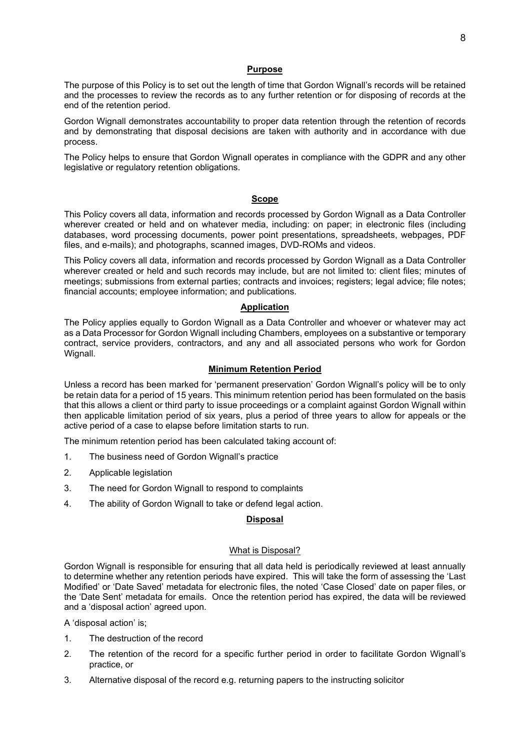## Purpose

The purpose of this Policy is to set out the length of time that Gordon Wignall's records will be retained and the processes to review the records as to any further retention or for disposing of records at the end of the retention period.

Gordon Wignall demonstrates accountability to proper data retention through the retention of records and by demonstrating that disposal decisions are taken with authority and in accordance with due process.

The Policy helps to ensure that Gordon Wignall operates in compliance with the GDPR and any other legislative or regulatory retention obligations.

## Scope

This Policy covers all data, information and records processed by Gordon Wignall as a Data Controller wherever created or held and on whatever media, including: on paper; in electronic files (including databases, word processing documents, power point presentations, spreadsheets, webpages, PDF files, and e-mails); and photographs, scanned images, DVD-ROMs and videos.

This Policy covers all data, information and records processed by Gordon Wignall as a Data Controller wherever created or held and such records may include, but are not limited to: client files; minutes of meetings; submissions from external parties; contracts and invoices; registers; legal advice; file notes; financial accounts; employee information; and publications.

## Application

The Policy applies equally to Gordon Wignall as a Data Controller and whoever or whatever may act as a Data Processor for Gordon Wignall including Chambers, employees on a substantive or temporary contract, service providers, contractors, and any and all associated persons who work for Gordon Wignall.

## Minimum Retention Period

Unless a record has been marked for 'permanent preservation' Gordon Wignall's policy will be to only be retain data for a period of 15 years. This minimum retention period has been formulated on the basis that this allows a client or third party to issue proceedings or a complaint against Gordon Wignall within then applicable limitation period of six years, plus a period of three years to allow for appeals or the active period of a case to elapse before limitation starts to run.

The minimum retention period has been calculated taking account of:

1. The business need of Gordon Wignall's practice
2. Applicable legislation
3. The need for Gordon Wignall to respond to complaints
4. The ability of Gordon Wignall to take or defend legal action.

## Disposal

### What is Disposal?

Gordon Wignall is responsible for ensuring that all data held is periodically reviewed at least annually to determine whether any retention periods have expired. This will take the form of assessing the 'Last Modified' or 'Date Saved' metadata for electronic files, the noted 'Case Closed' date on paper files, or the 'Date Sent' metadata for emails. Once the retention period has expired, the data will be reviewed and a 'disposal action' agreed upon.

A 'disposal action' is;

1. The destruction of the record
2. The retention of the record for a specific further period in order to facilitate Gordon Wignall's practice, or
3. Alternative disposal of the record e.g. returning papers to the instructing solicitor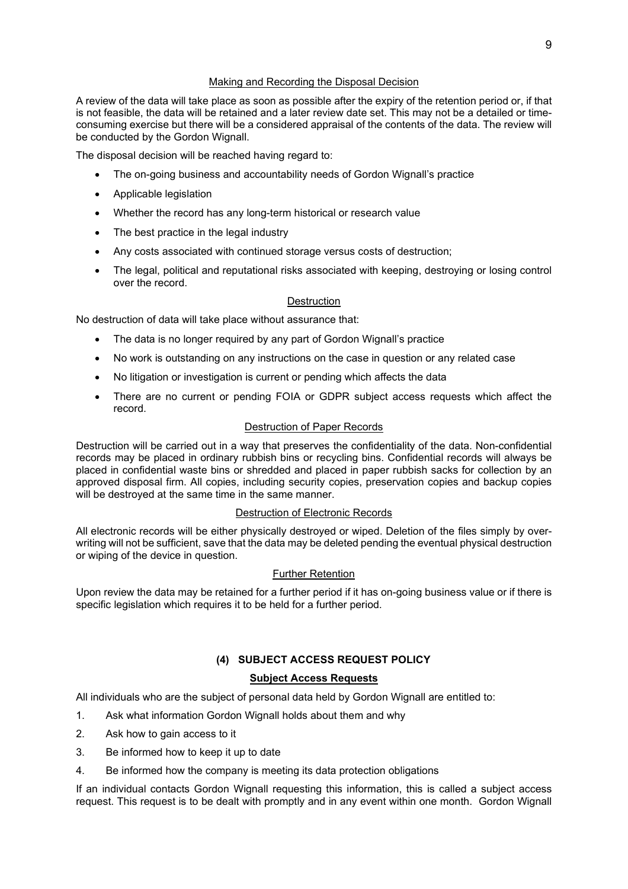### Making and Recording the Disposal Decision

A review of the data will take place as soon as possible after the expiry of the retention period or, if that is not feasible, the data will be retained and a later review date set. This may not be a detailed or time-consuming exercise but there will be a considered appraisal of the contents of the data. The review will be conducted by the Gordon Wignall.

The disposal decision will be reached having regard to:

- The on-going business and accountability needs of Gordon Wignall's practice
- Applicable legislation
- Whether the record has any long-term historical or research value
- The best practice in the legal industry
- Any costs associated with continued storage versus costs of destruction;
- The legal, political and reputational risks associated with keeping, destroying or losing control over the record.

### Destruction

No destruction of data will take place without assurance that:

- The data is no longer required by any part of Gordon Wignall's practice
- No work is outstanding on any instructions on the case in question or any related case
- No litigation or investigation is current or pending which affects the data
- There are no current or pending FOIA or GDPR subject access requests which affect the record.

### Destruction of Paper Records

Destruction will be carried out in a way that preserves the confidentiality of the data. Non-confidential records may be placed in ordinary rubbish bins or recycling bins. Confidential records will always be placed in confidential waste bins or shredded and placed in paper rubbish sacks for collection by an approved disposal firm. All copies, including security copies, preservation copies and backup copies will be destroyed at the same time in the same manner.

### Destruction of Electronic Records

All electronic records will be either physically destroyed or wiped. Deletion of the files simply by over-writing will not be sufficient, save that the data may be deleted pending the eventual physical destruction or wiping of the device in question.

### Further Retention

Upon review the data may be retained for a further period if it has on-going business value or if there is specific legislation which requires it to be held for a further period.

## (4) SUBJECT ACCESS REQUEST POLICY

### Subject Access Requests

All individuals who are the subject of personal data held by Gordon Wignall are entitled to:

1. Ask what information Gordon Wignall holds about them and why
2. Ask how to gain access to it
3. Be informed how to keep it up to date
4. Be informed how the company is meeting its data protection obligations

If an individual contacts Gordon Wignall requesting this information, this is called a subject access request. This request is to be dealt with promptly and in any event within one month. Gordon Wignall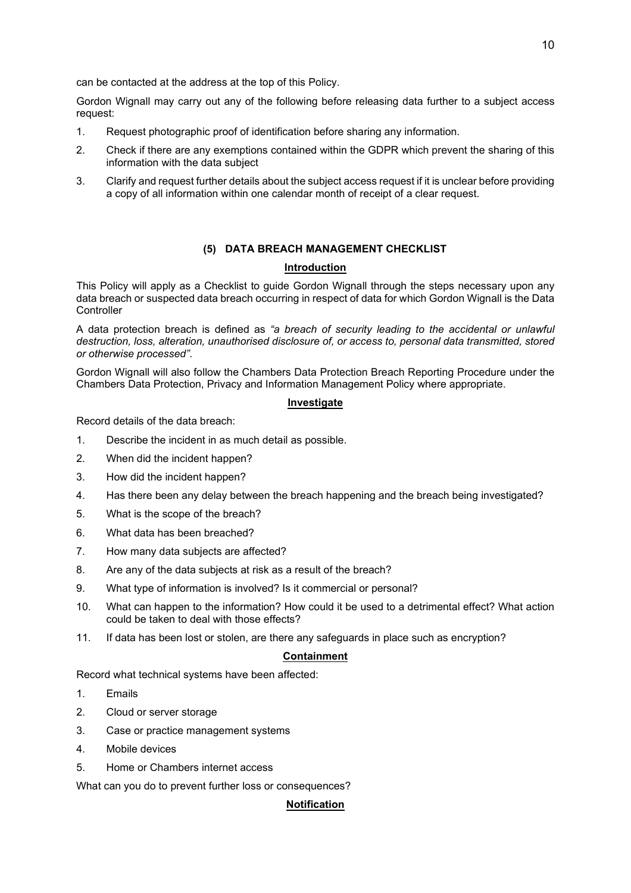can be contacted at the address at the top of this Policy.

Gordon Wignall may carry out any of the following before releasing data further to a subject access request:

1. Request photographic proof of identification before sharing any information.
2. Check if there are any exemptions contained within the GDPR which prevent the sharing of this information with the data subject
3. Clarify and request further details about the subject access request if it is unclear before providing a copy of all information within one calendar month of receipt of a clear request.

## (5) DATA BREACH MANAGEMENT CHECKLIST

### Introduction

This Policy will apply as a Checklist to guide Gordon Wignall through the steps necessary upon any data breach or suspected data breach occurring in respect of data for which Gordon Wignall is the Data Controller

A data protection breach is defined as *"a breach of security leading to the accidental or unlawful destruction, loss, alteration, unauthorised disclosure of, or access to, personal data transmitted, stored or otherwise processed"*.

Gordon Wignall will also follow the Chambers Data Protection Breach Reporting Procedure under the Chambers Data Protection, Privacy and Information Management Policy where appropriate.

### Investigate

Record details of the data breach:

1. Describe the incident in as much detail as possible.
2. When did the incident happen?
3. How did the incident happen?
4. Has there been any delay between the breach happening and the breach being investigated?
5. What is the scope of the breach?
6. What data has been breached?
7. How many data subjects are affected?
8. Are any of the data subjects at risk as a result of the breach?
9. What type of information is involved? Is it commercial or personal?
10. What can happen to the information? How could it be used to a detrimental effect? What action could be taken to deal with those effects?
11. If data has been lost or stolen, are there any safeguards in place such as encryption?

### Containment

Record what technical systems have been affected:

1. Emails
2. Cloud or server storage
3. Case or practice management systems
4. Mobile devices
5. Home or Chambers internet access

What can you do to prevent further loss or consequences?

### Notification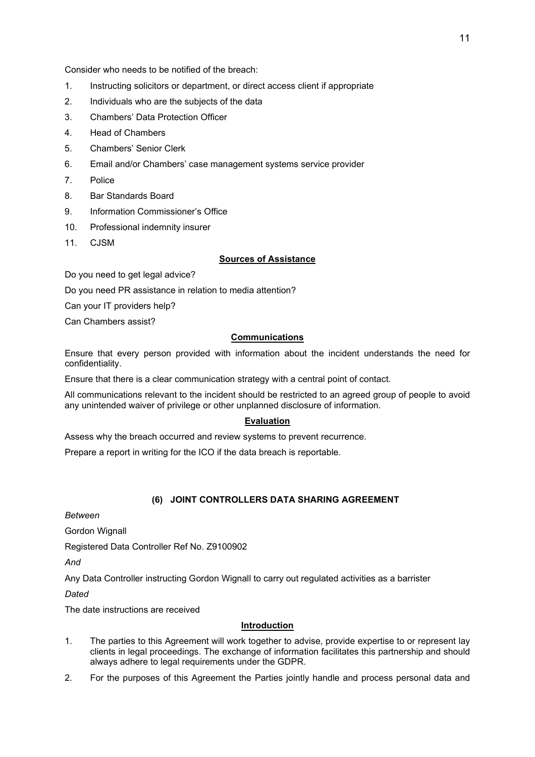Consider who needs to be notified of the breach:

1. Instructing solicitors or department, or direct access client if appropriate
2. Individuals who are the subjects of the data
3. Chambers' Data Protection Officer
4. Head of Chambers
5. Chambers' Senior Clerk
6. Email and/or Chambers' case management systems service provider
7. Police
8. Bar Standards Board
9. Information Commissioner's Office
10. Professional indemnity insurer
11. CJSM

**Sources of Assistance**

Do you need to get legal advice?

Do you need PR assistance in relation to media attention?

Can your IT providers help?

Can Chambers assist?

**Communications**

Ensure that every person provided with information about the incident understands the need for confidentiality.

Ensure that there is a clear communication strategy with a central point of contact.

All communications relevant to the incident should be restricted to an agreed group of people to avoid any unintended waiver of privilege or other unplanned disclosure of information.

**Evaluation**

Assess why the breach occurred and review systems to prevent recurrence.

Prepare a report in writing for the ICO if the data breach is reportable.

## (6) JOINT CONTROLLERS DATA SHARING AGREEMENT

*Between*

Gordon Wignall

Registered Data Controller Ref No. Z9100902

*And*

Any Data Controller instructing Gordon Wignall to carry out regulated activities as a barrister

*Dated*

The date instructions are received

**Introduction**

1. The parties to this Agreement will work together to advise, provide expertise to or represent lay clients in legal proceedings. The exchange of information facilitates this partnership and should always adhere to legal requirements under the GDPR.
2. For the purposes of this Agreement the Parties jointly handle and process personal data and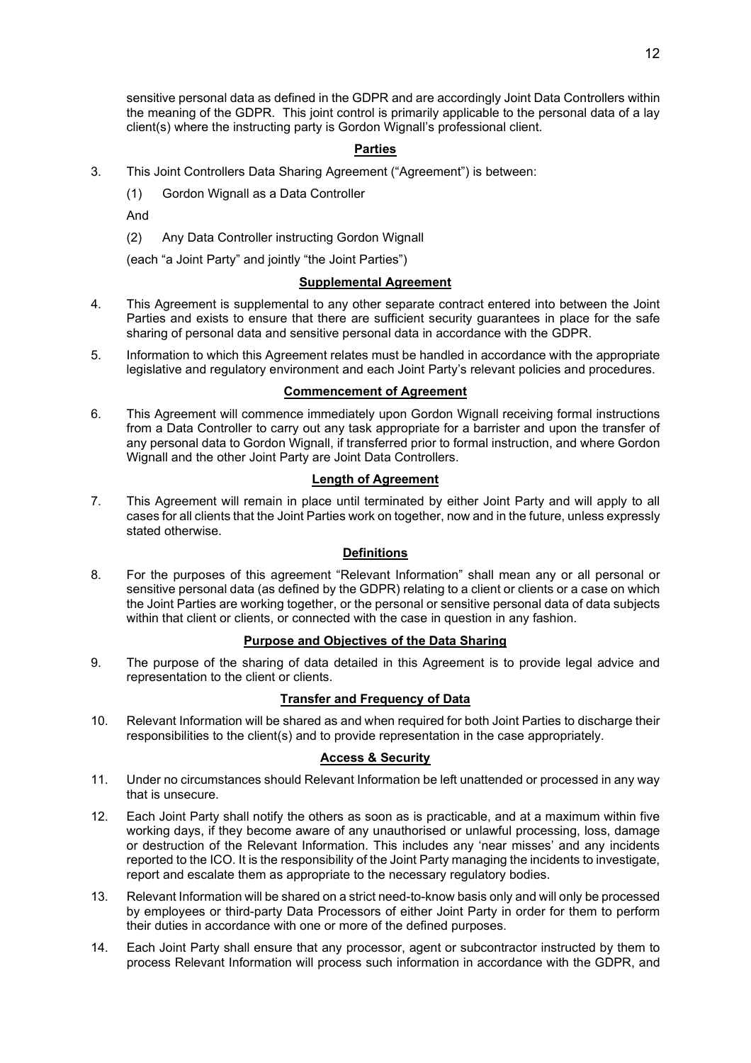sensitive personal data as defined in the GDPR and are accordingly Joint Data Controllers within the meaning of the GDPR. This joint control is primarily applicable to the personal data of a lay client(s) where the instructing party is Gordon Wignall's professional client.

## Parties

3. This Joint Controllers Data Sharing Agreement ("Agreement") is between:

   (1) Gordon Wignall as a Data Controller

   And

   (2) Any Data Controller instructing Gordon Wignall

   (each "a Joint Party" and jointly "the Joint Parties")

## Supplemental Agreement

4. This Agreement is supplemental to any other separate contract entered into between the Joint Parties and exists to ensure that there are sufficient security guarantees in place for the safe sharing of personal data and sensitive personal data in accordance with the GDPR.

5. Information to which this Agreement relates must be handled in accordance with the appropriate legislative and regulatory environment and each Joint Party's relevant policies and procedures.

## Commencement of Agreement

6. This Agreement will commence immediately upon Gordon Wignall receiving formal instructions from a Data Controller to carry out any task appropriate for a barrister and upon the transfer of any personal data to Gordon Wignall, if transferred prior to formal instruction, and where Gordon Wignall and the other Joint Party are Joint Data Controllers.

## Length of Agreement

7. This Agreement will remain in place until terminated by either Joint Party and will apply to all cases for all clients that the Joint Parties work on together, now and in the future, unless expressly stated otherwise.

## Definitions

8. For the purposes of this agreement "Relevant Information" shall mean any or all personal or sensitive personal data (as defined by the GDPR) relating to a client or clients or a case on which the Joint Parties are working together, or the personal or sensitive personal data of data subjects within that client or clients, or connected with the case in question in any fashion.

## Purpose and Objectives of the Data Sharing

9. The purpose of the sharing of data detailed in this Agreement is to provide legal advice and representation to the client or clients.

## Transfer and Frequency of Data

10. Relevant Information will be shared as and when required for both Joint Parties to discharge their responsibilities to the client(s) and to provide representation in the case appropriately.

## Access & Security

11. Under no circumstances should Relevant Information be left unattended or processed in any way that is unsecure.

12. Each Joint Party shall notify the others as soon as is practicable, and at a maximum within five working days, if they become aware of any unauthorised or unlawful processing, loss, damage or destruction of the Relevant Information. This includes any 'near misses' and any incidents reported to the ICO. It is the responsibility of the Joint Party managing the incidents to investigate, report and escalate them as appropriate to the necessary regulatory bodies.

13. Relevant Information will be shared on a strict need-to-know basis only and will only be processed by employees or third-party Data Processors of either Joint Party in order for them to perform their duties in accordance with one or more of the defined purposes.

14. Each Joint Party shall ensure that any processor, agent or subcontractor instructed by them to process Relevant Information will process such information in accordance with the GDPR, and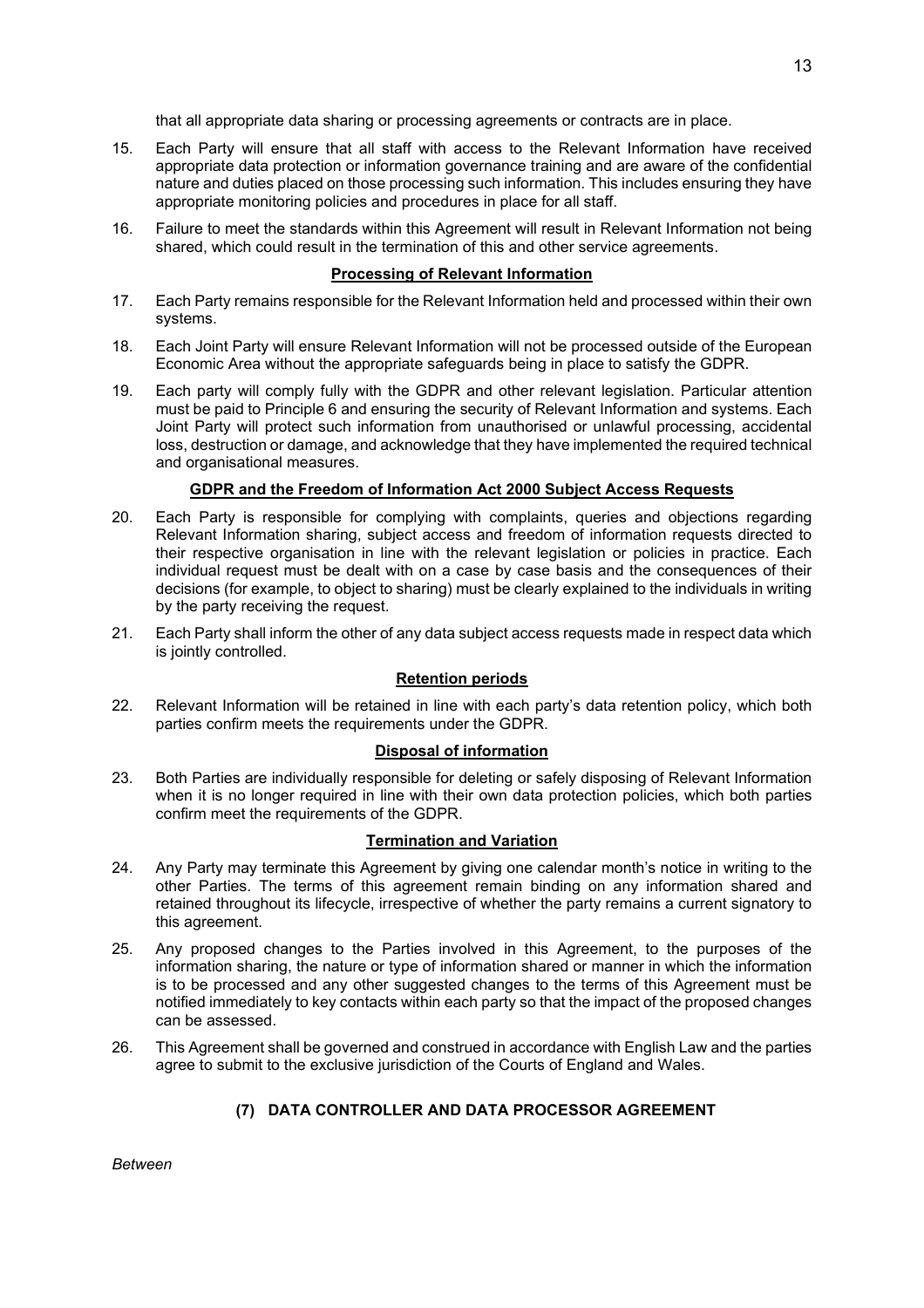that all appropriate data sharing or processing agreements or contracts are in place.

15. Each Party will ensure that all staff with access to the Relevant Information have received appropriate data protection or information governance training and are aware of the confidential nature and duties placed on those processing such information. This includes ensuring they have appropriate monitoring policies and procedures in place for all staff.

16. Failure to meet the standards within this Agreement will result in Relevant Information not being shared, which could result in the termination of this and other service agreements.

**Processing of Relevant Information**

17. Each Party remains responsible for the Relevant Information held and processed within their own systems.

18. Each Joint Party will ensure Relevant Information will not be processed outside of the European Economic Area without the appropriate safeguards being in place to satisfy the GDPR.

19. Each party will comply fully with the GDPR and other relevant legislation. Particular attention must be paid to Principle 6 and ensuring the security of Relevant Information and systems. Each Joint Party will protect such information from unauthorised or unlawful processing, accidental loss, destruction or damage, and acknowledge that they have implemented the required technical and organisational measures.

**GDPR and the Freedom of Information Act 2000 Subject Access Requests**

20. Each Party is responsible for complying with complaints, queries and objections regarding Relevant Information sharing, subject access and freedom of information requests directed to their respective organisation in line with the relevant legislation or policies in practice. Each individual request must be dealt with on a case by case basis and the consequences of their decisions (for example, to object to sharing) must be clearly explained to the individuals in writing by the party receiving the request.

21. Each Party shall inform the other of any data subject access requests made in respect data which is jointly controlled.

**Retention periods**

22. Relevant Information will be retained in line with each party's data retention policy, which both parties confirm meets the requirements under the GDPR.

**Disposal of information**

23. Both Parties are individually responsible for deleting or safely disposing of Relevant Information when it is no longer required in line with their own data protection policies, which both parties confirm meet the requirements of the GDPR.

**Termination and Variation**

24. Any Party may terminate this Agreement by giving one calendar month's notice in writing to the other Parties. The terms of this agreement remain binding on any information shared and retained throughout its lifecycle, irrespective of whether the party remains a current signatory to this agreement.

25. Any proposed changes to the Parties involved in this Agreement, to the purposes of the information sharing, the nature or type of information shared or manner in which the information is to be processed and any other suggested changes to the terms of this Agreement must be notified immediately to key contacts within each party so that the impact of the proposed changes can be assessed.

26. This Agreement shall be governed and construed in accordance with English Law and the parties agree to submit to the exclusive jurisdiction of the Courts of England and Wales.

## (7) DATA CONTROLLER AND DATA PROCESSOR AGREEMENT

*Between*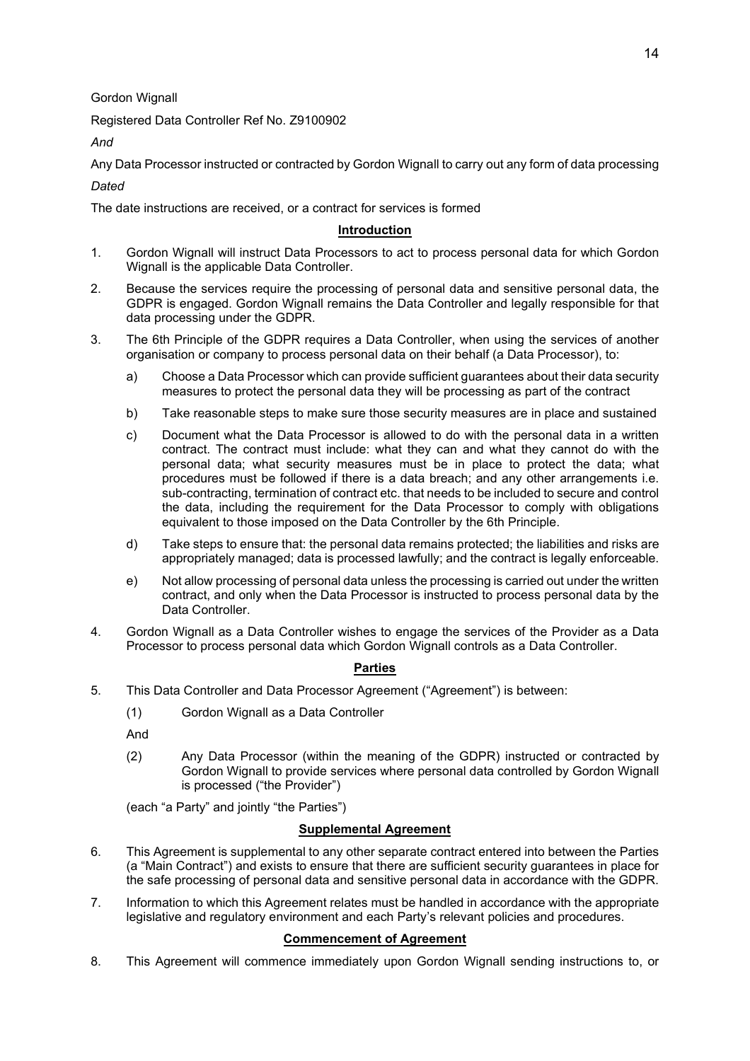Gordon Wignall

Registered Data Controller Ref No. Z9100902

*And*

Any Data Processor instructed or contracted by Gordon Wignall to carry out any form of data processing

*Dated*

The date instructions are received, or a contract for services is formed

**Introduction**

1. Gordon Wignall will instruct Data Processors to act to process personal data for which Gordon Wignall is the applicable Data Controller.
2. Because the services require the processing of personal data and sensitive personal data, the GDPR is engaged. Gordon Wignall remains the Data Controller and legally responsible for that data processing under the GDPR.
3. The 6th Principle of the GDPR requires a Data Controller, when using the services of another organisation or company to process personal data on their behalf (a Data Processor), to:
   a) Choose a Data Processor which can provide sufficient guarantees about their data security measures to protect the personal data they will be processing as part of the contract
   b) Take reasonable steps to make sure those security measures are in place and sustained
   c) Document what the Data Processor is allowed to do with the personal data in a written contract. The contract must include: what they can and what they cannot do with the personal data; what security measures must be in place to protect the data; what procedures must be followed if there is a data breach; and any other arrangements i.e. sub-contracting, termination of contract etc. that needs to be included to secure and control the data, including the requirement for the Data Processor to comply with obligations equivalent to those imposed on the Data Controller by the 6th Principle.
   d) Take steps to ensure that: the personal data remains protected; the liabilities and risks are appropriately managed; data is processed lawfully; and the contract is legally enforceable.
   e) Not allow processing of personal data unless the processing is carried out under the written contract, and only when the Data Processor is instructed to process personal data by the Data Controller.
4. Gordon Wignall as a Data Controller wishes to engage the services of the Provider as a Data Processor to process personal data which Gordon Wignall controls as a Data Controller.

**Parties**

5. This Data Controller and Data Processor Agreement ("Agreement") is between:

   (1) Gordon Wignall as a Data Controller

   And

   (2) Any Data Processor (within the meaning of the GDPR) instructed or contracted by Gordon Wignall to provide services where personal data controlled by Gordon Wignall is processed ("the Provider")

   (each "a Party" and jointly "the Parties")

**Supplemental Agreement**

6. This Agreement is supplemental to any other separate contract entered into between the Parties (a "Main Contract") and exists to ensure that there are sufficient security guarantees in place for the safe processing of personal data and sensitive personal data in accordance with the GDPR.
7. Information to which this Agreement relates must be handled in accordance with the appropriate legislative and regulatory environment and each Party's relevant policies and procedures.

**Commencement of Agreement**

8. This Agreement will commence immediately upon Gordon Wignall sending instructions to, or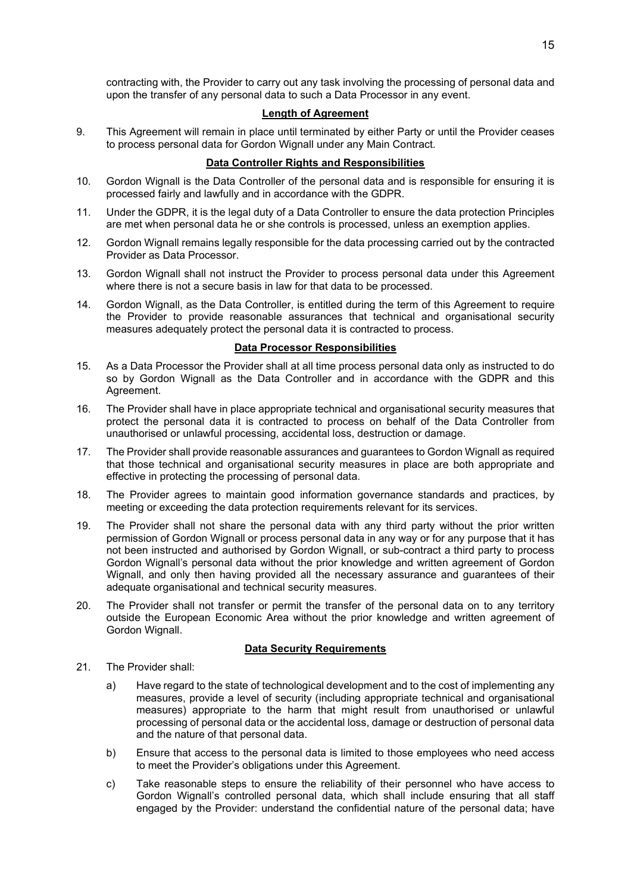contracting with, the Provider to carry out any task involving the processing of personal data and upon the transfer of any personal data to such a Data Processor in any event.

**Length of Agreement**

9. This Agreement will remain in place until terminated by either Party or until the Provider ceases to process personal data for Gordon Wignall under any Main Contract.

**Data Controller Rights and Responsibilities**

10. Gordon Wignall is the Data Controller of the personal data and is responsible for ensuring it is processed fairly and lawfully and in accordance with the GDPR.

11. Under the GDPR, it is the legal duty of a Data Controller to ensure the data protection Principles are met when personal data he or she controls is processed, unless an exemption applies.

12. Gordon Wignall remains legally responsible for the data processing carried out by the contracted Provider as Data Processor.

13. Gordon Wignall shall not instruct the Provider to process personal data under this Agreement where there is not a secure basis in law for that data to be processed.

14. Gordon Wignall, as the Data Controller, is entitled during the term of this Agreement to require the Provider to provide reasonable assurances that technical and organisational security measures adequately protect the personal data it is contracted to process.

**Data Processor Responsibilities**

15. As a Data Processor the Provider shall at all time process personal data only as instructed to do so by Gordon Wignall as the Data Controller and in accordance with the GDPR and this Agreement.

16. The Provider shall have in place appropriate technical and organisational security measures that protect the personal data it is contracted to process on behalf of the Data Controller from unauthorised or unlawful processing, accidental loss, destruction or damage.

17. The Provider shall provide reasonable assurances and guarantees to Gordon Wignall as required that those technical and organisational security measures in place are both appropriate and effective in protecting the processing of personal data.

18. The Provider agrees to maintain good information governance standards and practices, by meeting or exceeding the data protection requirements relevant for its services.

19. The Provider shall not share the personal data with any third party without the prior written permission of Gordon Wignall or process personal data in any way or for any purpose that it has not been instructed and authorised by Gordon Wignall, or sub-contract a third party to process Gordon Wignall's personal data without the prior knowledge and written agreement of Gordon Wignall, and only then having provided all the necessary assurance and guarantees of their adequate organisational and technical security measures.

20. The Provider shall not transfer or permit the transfer of the personal data on to any territory outside the European Economic Area without the prior knowledge and written agreement of Gordon Wignall.

**Data Security Requirements**

21. The Provider shall:

    a) Have regard to the state of technological development and to the cost of implementing any measures, provide a level of security (including appropriate technical and organisational measures) appropriate to the harm that might result from unauthorised or unlawful processing of personal data or the accidental loss, damage or destruction of personal data and the nature of that personal data.

    b) Ensure that access to the personal data is limited to those employees who need access to meet the Provider's obligations under this Agreement.

    c) Take reasonable steps to ensure the reliability of their personnel who have access to Gordon Wignall's controlled personal data, which shall include ensuring that all staff engaged by the Provider: understand the confidential nature of the personal data; have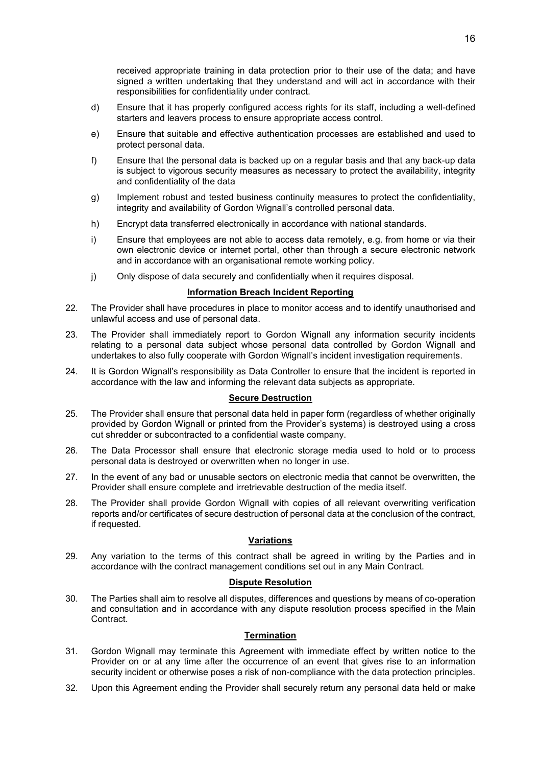received appropriate training in data protection prior to their use of the data; and have signed a written undertaking that they understand and will act in accordance with their responsibilities for confidentiality under contract.

d) Ensure that it has properly configured access rights for its staff, including a well-defined starters and leavers process to ensure appropriate access control.

e) Ensure that suitable and effective authentication processes are established and used to protect personal data.

f) Ensure that the personal data is backed up on a regular basis and that any back-up data is subject to vigorous security measures as necessary to protect the availability, integrity and confidentiality of the data

g) Implement robust and tested business continuity measures to protect the confidentiality, integrity and availability of Gordon Wignall's controlled personal data.

h) Encrypt data transferred electronically in accordance with national standards.

i) Ensure that employees are not able to access data remotely, e.g. from home or via their own electronic device or internet portal, other than through a secure electronic network and in accordance with an organisational remote working policy.

j) Only dispose of data securely and confidentially when it requires disposal.

**Information Breach Incident Reporting**

22. The Provider shall have procedures in place to monitor access and to identify unauthorised and unlawful access and use of personal data.

23. The Provider shall immediately report to Gordon Wignall any information security incidents relating to a personal data subject whose personal data controlled by Gordon Wignall and undertakes to also fully cooperate with Gordon Wignall's incident investigation requirements.

24. It is Gordon Wignall's responsibility as Data Controller to ensure that the incident is reported in accordance with the law and informing the relevant data subjects as appropriate.

**Secure Destruction**

25. The Provider shall ensure that personal data held in paper form (regardless of whether originally provided by Gordon Wignall or printed from the Provider's systems) is destroyed using a cross cut shredder or subcontracted to a confidential waste company.

26. The Data Processor shall ensure that electronic storage media used to hold or to process personal data is destroyed or overwritten when no longer in use.

27. In the event of any bad or unusable sectors on electronic media that cannot be overwritten, the Provider shall ensure complete and irretrievable destruction of the media itself.

28. The Provider shall provide Gordon Wignall with copies of all relevant overwriting verification reports and/or certificates of secure destruction of personal data at the conclusion of the contract, if requested.

**Variations**

29. Any variation to the terms of this contract shall be agreed in writing by the Parties and in accordance with the contract management conditions set out in any Main Contract.

**Dispute Resolution**

30. The Parties shall aim to resolve all disputes, differences and questions by means of co-operation and consultation and in accordance with any dispute resolution process specified in the Main Contract.

**Termination**

31. Gordon Wignall may terminate this Agreement with immediate effect by written notice to the Provider on or at any time after the occurrence of an event that gives rise to an information security incident or otherwise poses a risk of non-compliance with the data protection principles.

32. Upon this Agreement ending the Provider shall securely return any personal data held or make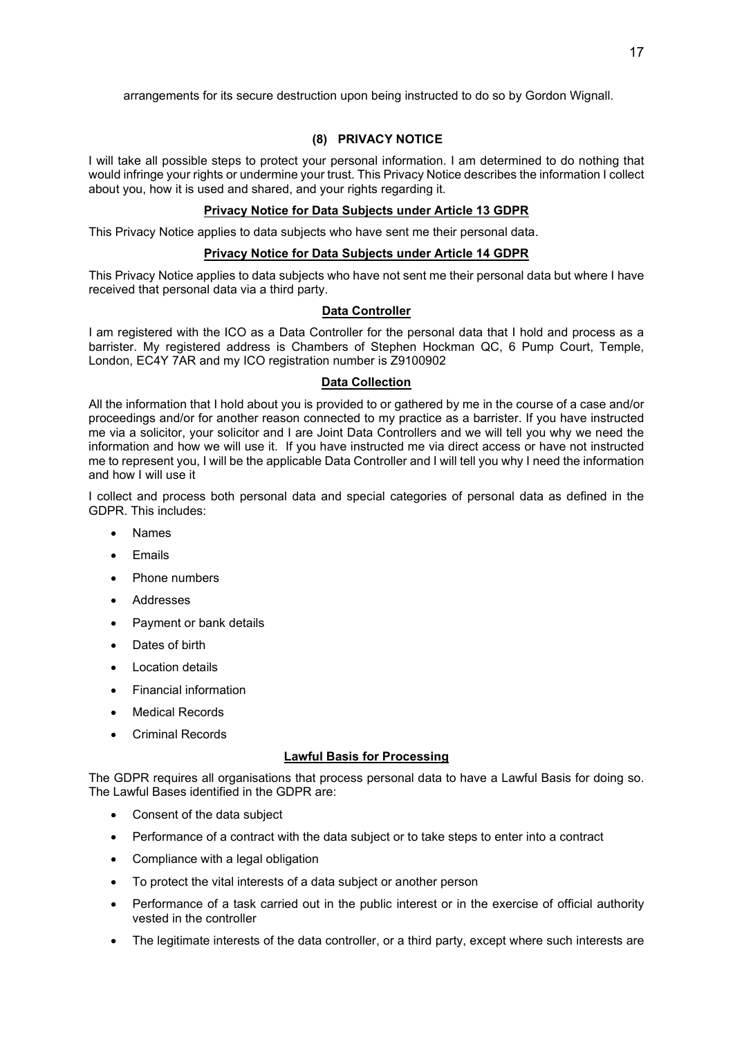arrangements for its secure destruction upon being instructed to do so by Gordon Wignall.

## (8) PRIVACY NOTICE

I will take all possible steps to protect your personal information. I am determined to do nothing that would infringe your rights or undermine your trust. This Privacy Notice describes the information I collect about you, how it is used and shared, and your rights regarding it.

### Privacy Notice for Data Subjects under Article 13 GDPR

This Privacy Notice applies to data subjects who have sent me their personal data.

### Privacy Notice for Data Subjects under Article 14 GDPR

This Privacy Notice applies to data subjects who have not sent me their personal data but where I have received that personal data via a third party.

### Data Controller

I am registered with the ICO as a Data Controller for the personal data that I hold and process as a barrister. My registered address is Chambers of Stephen Hockman QC, 6 Pump Court, Temple, London, EC4Y 7AR and my ICO registration number is Z9100902

### Data Collection

All the information that I hold about you is provided to or gathered by me in the course of a case and/or proceedings and/or for another reason connected to my practice as a barrister. If you have instructed me via a solicitor, your solicitor and I are Joint Data Controllers and we will tell you why we need the information and how we will use it. If you have instructed me via direct access or have not instructed me to represent you, I will be the applicable Data Controller and I will tell you why I need the information and how I will use it

I collect and process both personal data and special categories of personal data as defined in the GDPR. This includes:

- Names
- Emails
- Phone numbers
- Addresses
- Payment or bank details
- Dates of birth
- Location details
- Financial information
- Medical Records
- Criminal Records

### Lawful Basis for Processing

The GDPR requires all organisations that process personal data to have a Lawful Basis for doing so. The Lawful Bases identified in the GDPR are:

- Consent of the data subject
- Performance of a contract with the data subject or to take steps to enter into a contract
- Compliance with a legal obligation
- To protect the vital interests of a data subject or another person
- Performance of a task carried out in the public interest or in the exercise of official authority vested in the controller
- The legitimate interests of the data controller, or a third party, except where such interests are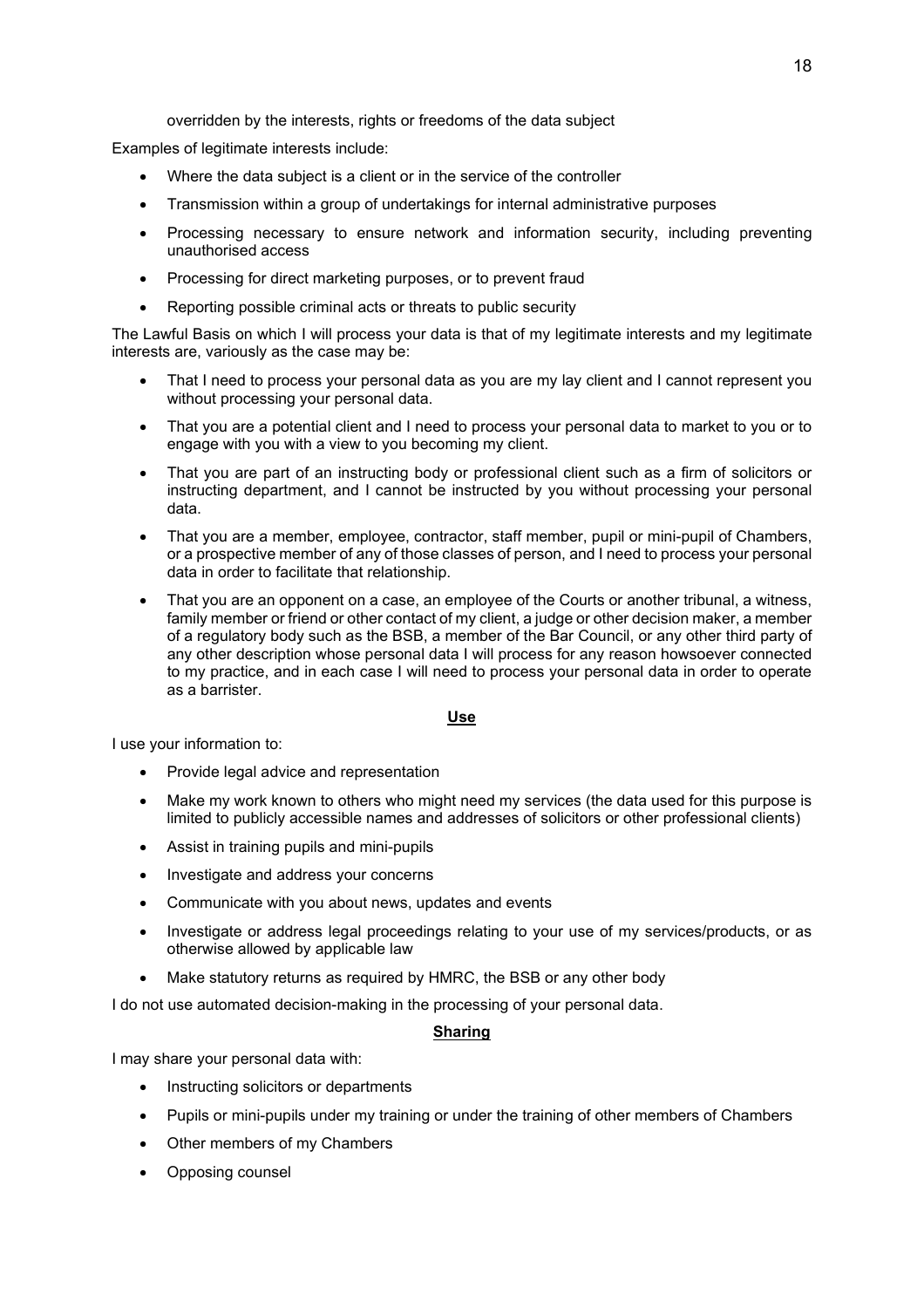overridden by the interests, rights or freedoms of the data subject

Examples of legitimate interests include:

- Where the data subject is a client or in the service of the controller
- Transmission within a group of undertakings for internal administrative purposes
- Processing necessary to ensure network and information security, including preventing unauthorised access
- Processing for direct marketing purposes, or to prevent fraud
- Reporting possible criminal acts or threats to public security

The Lawful Basis on which I will process your data is that of my legitimate interests and my legitimate interests are, variously as the case may be:

- That I need to process your personal data as you are my lay client and I cannot represent you without processing your personal data.
- That you are a potential client and I need to process your personal data to market to you or to engage with you with a view to you becoming my client.
- That you are part of an instructing body or professional client such as a firm of solicitors or instructing department, and I cannot be instructed by you without processing your personal data.
- That you are a member, employee, contractor, staff member, pupil or mini-pupil of Chambers, or a prospective member of any of those classes of person, and I need to process your personal data in order to facilitate that relationship.
- That you are an opponent on a case, an employee of the Courts or another tribunal, a witness, family member or friend or other contact of my client, a judge or other decision maker, a member of a regulatory body such as the BSB, a member of the Bar Council, or any other third party of any other description whose personal data I will process for any reason howsoever connected to my practice, and in each case I will need to process your personal data in order to operate as a barrister.

**Use**

I use your information to:

- Provide legal advice and representation
- Make my work known to others who might need my services (the data used for this purpose is limited to publicly accessible names and addresses of solicitors or other professional clients)
- Assist in training pupils and mini-pupils
- Investigate and address your concerns
- Communicate with you about news, updates and events
- Investigate or address legal proceedings relating to your use of my services/products, or as otherwise allowed by applicable law
- Make statutory returns as required by HMRC, the BSB or any other body

I do not use automated decision-making in the processing of your personal data.

**Sharing**

I may share your personal data with:

- Instructing solicitors or departments
- Pupils or mini-pupils under my training or under the training of other members of Chambers
- Other members of my Chambers
- Opposing counsel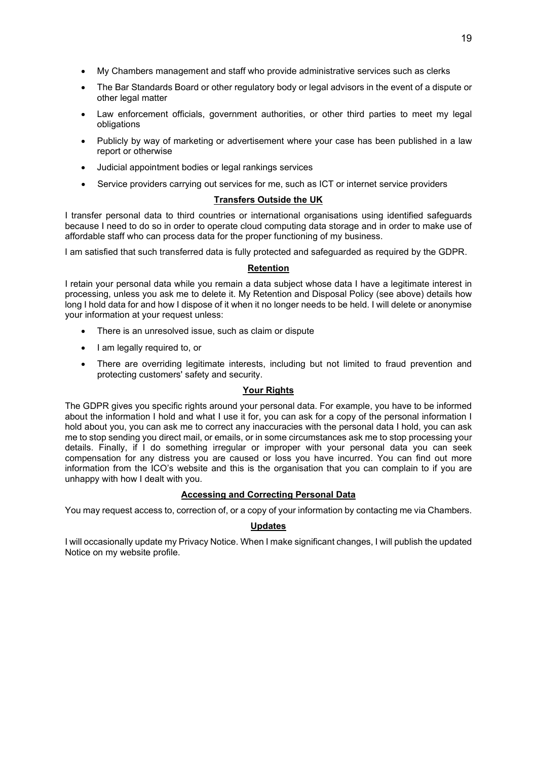- My Chambers management and staff who provide administrative services such as clerks
- The Bar Standards Board or other regulatory body or legal advisors in the event of a dispute or other legal matter
- Law enforcement officials, government authorities, or other third parties to meet my legal obligations
- Publicly by way of marketing or advertisement where your case has been published in a law report or otherwise
- Judicial appointment bodies or legal rankings services
- Service providers carrying out services for me, such as ICT or internet service providers

## Transfers Outside the UK

I transfer personal data to third countries or international organisations using identified safeguards because I need to do so in order to operate cloud computing data storage and in order to make use of affordable staff who can process data for the proper functioning of my business.

I am satisfied that such transferred data is fully protected and safeguarded as required by the GDPR.

## Retention

I retain your personal data while you remain a data subject whose data I have a legitimate interest in processing, unless you ask me to delete it. My Retention and Disposal Policy (see above) details how long I hold data for and how I dispose of it when it no longer needs to be held. I will delete or anonymise your information at your request unless:

- There is an unresolved issue, such as claim or dispute
- I am legally required to, or
- There are overriding legitimate interests, including but not limited to fraud prevention and protecting customers' safety and security.

## Your Rights

The GDPR gives you specific rights around your personal data. For example, you have to be informed about the information I hold and what I use it for, you can ask for a copy of the personal information I hold about you, you can ask me to correct any inaccuracies with the personal data I hold, you can ask me to stop sending you direct mail, or emails, or in some circumstances ask me to stop processing your details. Finally, if I do something irregular or improper with your personal data you can seek compensation for any distress you are caused or loss you have incurred. You can find out more information from the ICO's website and this is the organisation that you can complain to if you are unhappy with how I dealt with you.

## Accessing and Correcting Personal Data

You may request access to, correction of, or a copy of your information by contacting me via Chambers.

## Updates

I will occasionally update my Privacy Notice. When I make significant changes, I will publish the updated Notice on my website profile.